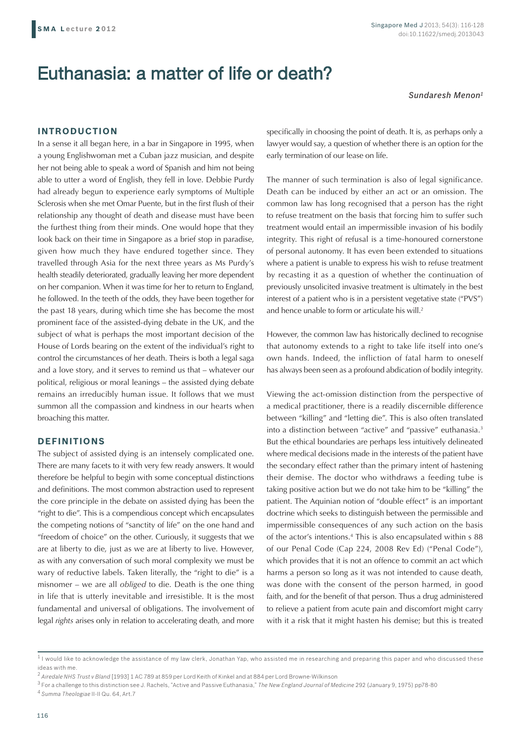# Euthanasia: a matter of life or death?

*Sundaresh Menon*[1]

## INTRODUCTION

In a sense it all began here, in a bar in Singapore in 1995, when a young Englishwoman met a Cuban jazz musician, and despite her not being able to speak a word of Spanish and him not being able to utter a word of English, they fell in love. Debbie Purdy had already begun to experience early symptoms of Multiple Sclerosis when she met Omar Puente, but in the first flush of their relationship any thought of death and disease must have been the furthest thing from their minds. One would hope that they look back on their time in Singapore as a brief stop in paradise, given how much they have endured together since. They travelled through Asia for the next three years as Ms Purdy's health steadily deteriorated, gradually leaving her more dependent on her companion. When it was time for her to return to England, he followed. In the teeth of the odds, they have been together for the past 18 years, during which time she has become the most prominent face of the assisted-dying debate in the UK, and the subject of what is perhaps the most important decision of the House of Lords bearing on the extent of the individual's right to control the circumstances of her death. Theirs is both a legal saga and a love story, and it serves to remind us that – whatever our political, religious or moral leanings – the assisted dying debate remains an irreducibly human issue. It follows that we must summon all the compassion and kindness in our hearts when broaching this matter.

## DEFINITIONS

The subject of assisted dying is an intensely complicated one. There are many facets to it with very few ready answers. It would therefore be helpful to begin with some conceptual distinctions and definitions. The most common abstraction used to represent the core principle in the debate on assisted dying has been the "right to die". This is a compendious concept which encapsulates the competing notions of "sanctity of life" on the one hand and "freedom of choice" on the other. Curiously, it suggests that we are at liberty to die, just as we are at liberty to live. However, as with any conversation of such moral complexity we must be wary of reductive labels. Taken literally, the "right to die" is a misnomer – we are all *obliged* to die. Death is the one thing in life that is utterly inevitable and irresistible. It is the most fundamental and universal of obligations. The involvement of legal *rights* arises only in relation to accelerating death, and more specifically in choosing the point of death. It is, as perhaps only a lawyer would say, a question of whether there is an option for the early termination of our lease on life.

The manner of such termination is also of legal significance. Death can be induced by either an act or an omission. The common law has long recognised that a person has the right to refuse treatment on the basis that forcing him to suffer such treatment would entail an impermissible invasion of his bodily integrity. This right of refusal is a time-honoured cornerstone of personal autonomy. It has even been extended to situations where a patient is unable to express his wish to refuse treatment by recasting it as a question of whether the continuation of previously unsolicited invasive treatment is ultimately in the best interest of a patient who is in a persistent vegetative state ("PVS") and hence unable to form or articulate his will.[2]

However, the common law has historically declined to recognise that autonomy extends to a right to take life itself into one's own hands. Indeed, the infliction of fatal harm to oneself has always been seen as a profound abdication of bodily integrity.

Viewing the act-omission distinction from the perspective of a medical practitioner, there is a readily discernible difference between "killing" and "letting die". This is also often translated into a distinction between "active" and "passive" euthanasia.[3] But the ethical boundaries are perhaps less intuitively delineated where medical decisions made in the interests of the patient have the secondary effect rather than the primary intent of hastening their demise. The doctor who withdraws a feeding tube is taking positive action but we do not take him to be "killing" the patient. The Aquinian notion of "double effect" is an important doctrine which seeks to distinguish between the permissible and impermissible consequences of any such action on the basis of the actor's intentions.[4] This is also encapsulated within s 88 of our Penal Code (Cap 224, 2008 Rev Ed) ("Penal Code"), which provides that it is not an offence to commit an act which harms a person so long as it was not intended to cause death, was done with the consent of the person harmed, in good faith, and for the benefit of that person. Thus a drug administered to relieve a patient from acute pain and discomfort might carry with it a risk that it might hasten his demise; but this is treated

---

[1] I would like to acknowledge the assistance of my law clerk, Jonathan Yap, who assisted me in researching and preparing this paper and who discussed these ideas with me.

[2] *Airedale NHS Trust v Bland* [1993] 1 AC 789 at 859 per Lord Keith of Kinkel and at 884 per Lord Browne-Wilkinson

[3] For a challenge to this distinction see J. Rachels, "Active and Passive Euthanasia," *The New England Journal of Medicine* 292 (January 9, 1975) pp78-80

[4] *Summa Theologiae* II-II Qu. 64, Art.7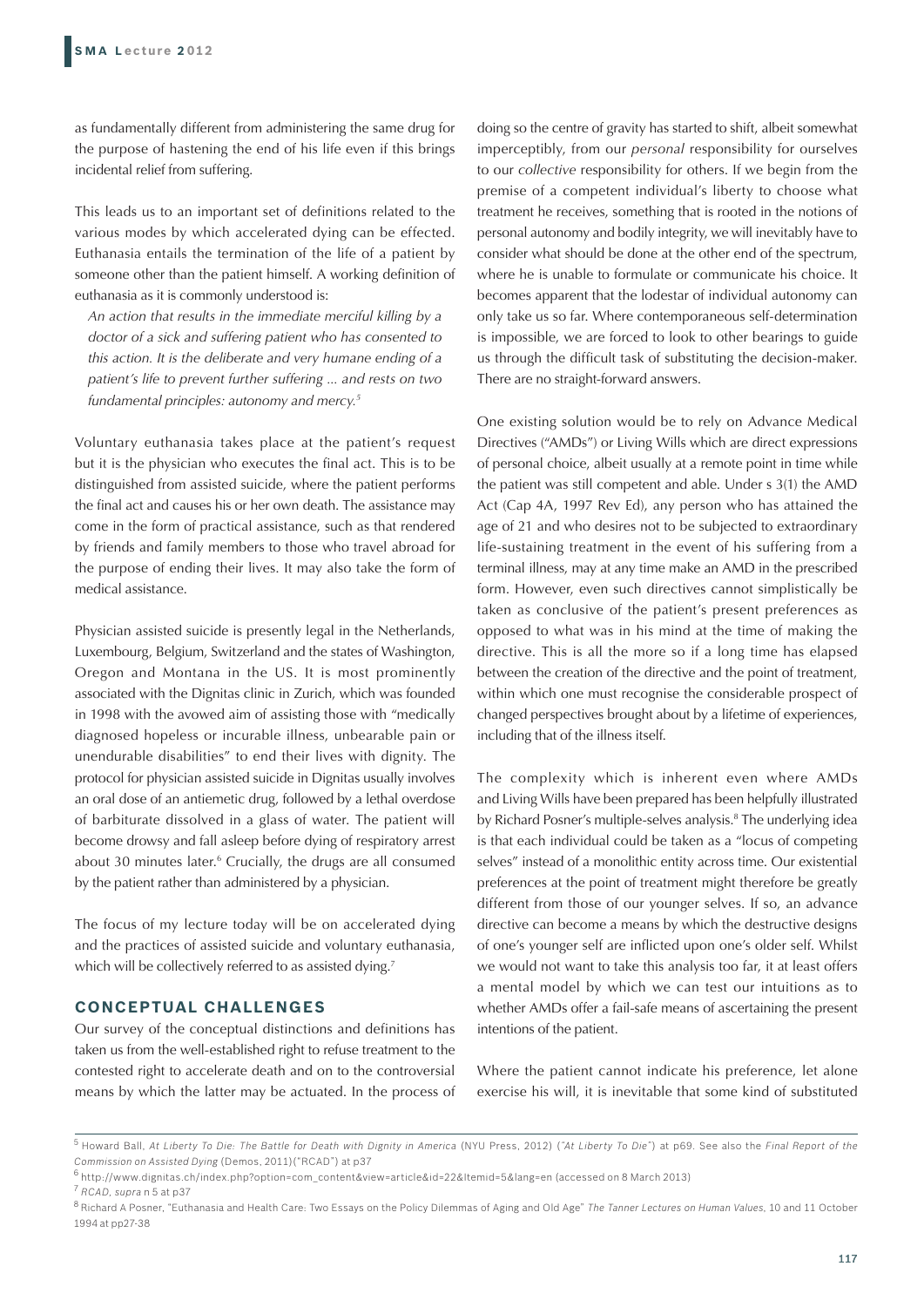as fundamentally different from administering the same drug for the purpose of hastening the end of his life even if this brings incidental relief from suffering.

This leads us to an important set of definitions related to the various modes by which accelerated dying can be effected. Euthanasia entails the termination of the life of a patient by someone other than the patient himself. A working definition of euthanasia as it is commonly understood is:

> *An action that results in the immediate merciful killing by a doctor of a sick and suffering patient who has consented to this action. It is the deliberate and very humane ending of a patient's life to prevent further suffering ... and rests on two fundamental principles: autonomy and mercy.*[5]

Voluntary euthanasia takes place at the patient's request but it is the physician who executes the final act. This is to be distinguished from assisted suicide, where the patient performs the final act and causes his or her own death. The assistance may come in the form of practical assistance, such as that rendered by friends and family members to those who travel abroad for the purpose of ending their lives. It may also take the form of medical assistance.

Physician assisted suicide is presently legal in the Netherlands, Luxembourg, Belgium, Switzerland and the states of Washington, Oregon and Montana in the US. It is most prominently associated with the Dignitas clinic in Zurich, which was founded in 1998 with the avowed aim of assisting those with "medically diagnosed hopeless or incurable illness, unbearable pain or unendurable disabilities" to end their lives with dignity. The protocol for physician assisted suicide in Dignitas usually involves an oral dose of an antiemetic drug, followed by a lethal overdose of barbiturate dissolved in a glass of water. The patient will become drowsy and fall asleep before dying of respiratory arrest about 30 minutes later.[6] Crucially, the drugs are all consumed by the patient rather than administered by a physician.

The focus of my lecture today will be on accelerated dying and the practices of assisted suicide and voluntary euthanasia, which will be collectively referred to as assisted dying.[7]

## CONCEPTUAL CHALLENGES

Our survey of the conceptual distinctions and definitions has taken us from the well-established right to refuse treatment to the contested right to accelerate death and on to the controversial means by which the latter may be actuated. In the process of doing so the centre of gravity has started to shift, albeit somewhat imperceptibly, from our *personal* responsibility for ourselves to our *collective* responsibility for others. If we begin from the premise of a competent individual's liberty to choose what treatment he receives, something that is rooted in the notions of personal autonomy and bodily integrity, we will inevitably have to consider what should be done at the other end of the spectrum, where he is unable to formulate or communicate his choice. It becomes apparent that the lodestar of individual autonomy can only take us so far. Where contemporaneous self-determination is impossible, we are forced to look to other bearings to guide us through the difficult task of substituting the decision-maker. There are no straight-forward answers.

One existing solution would be to rely on Advance Medical Directives ("AMDs") or Living Wills which are direct expressions of personal choice, albeit usually at a remote point in time while the patient was still competent and able. Under s 3(1) the AMD Act (Cap 4A, 1997 Rev Ed), any person who has attained the age of 21 and who desires not to be subjected to extraordinary life-sustaining treatment in the event of his suffering from a terminal illness, may at any time make an AMD in the prescribed form. However, even such directives cannot simplistically be taken as conclusive of the patient's present preferences as opposed to what was in his mind at the time of making the directive. This is all the more so if a long time has elapsed between the creation of the directive and the point of treatment, within which one must recognise the considerable prospect of changed perspectives brought about by a lifetime of experiences, including that of the illness itself.

The complexity which is inherent even where AMDs and Living Wills have been prepared has been helpfully illustrated by Richard Posner's multiple-selves analysis.[8] The underlying idea is that each individual could be taken as a "locus of competing selves" instead of a monolithic entity across time. Our existential preferences at the point of treatment might therefore be greatly different from those of our younger selves. If so, an advance directive can become a means by which the destructive designs of one's younger self are inflicted upon one's older self. Whilst we would not want to take this analysis too far, it at least offers a mental model by which we can test our intuitions as to whether AMDs offer a fail-safe means of ascertaining the present intentions of the patient.

Where the patient cannot indicate his preference, let alone exercise his will, it is inevitable that some kind of substituted

---

[5] Howard Ball, *At Liberty To Die: The Battle for Death with Dignity in America* (NYU Press, 2012) ("*At Liberty To Die*") at p69. See also the *Final Report of the Commission on Assisted Dying* (Demos, 2011)("RCAD") at p37

[6] http://www.dignitas.ch/index.php?option=com_content&view=article&id=22&Itemid=5&lang=en (accessed on 8 March 2013)

[7] *RCAD*, *supra* n 5 at p37

[8] Richard A Posner, "Euthanasia and Health Care: Two Essays on the Policy Dilemmas of Aging and Old Age" *The Tanner Lectures on Human Values*, 10 and 11 October 1994 at pp27-38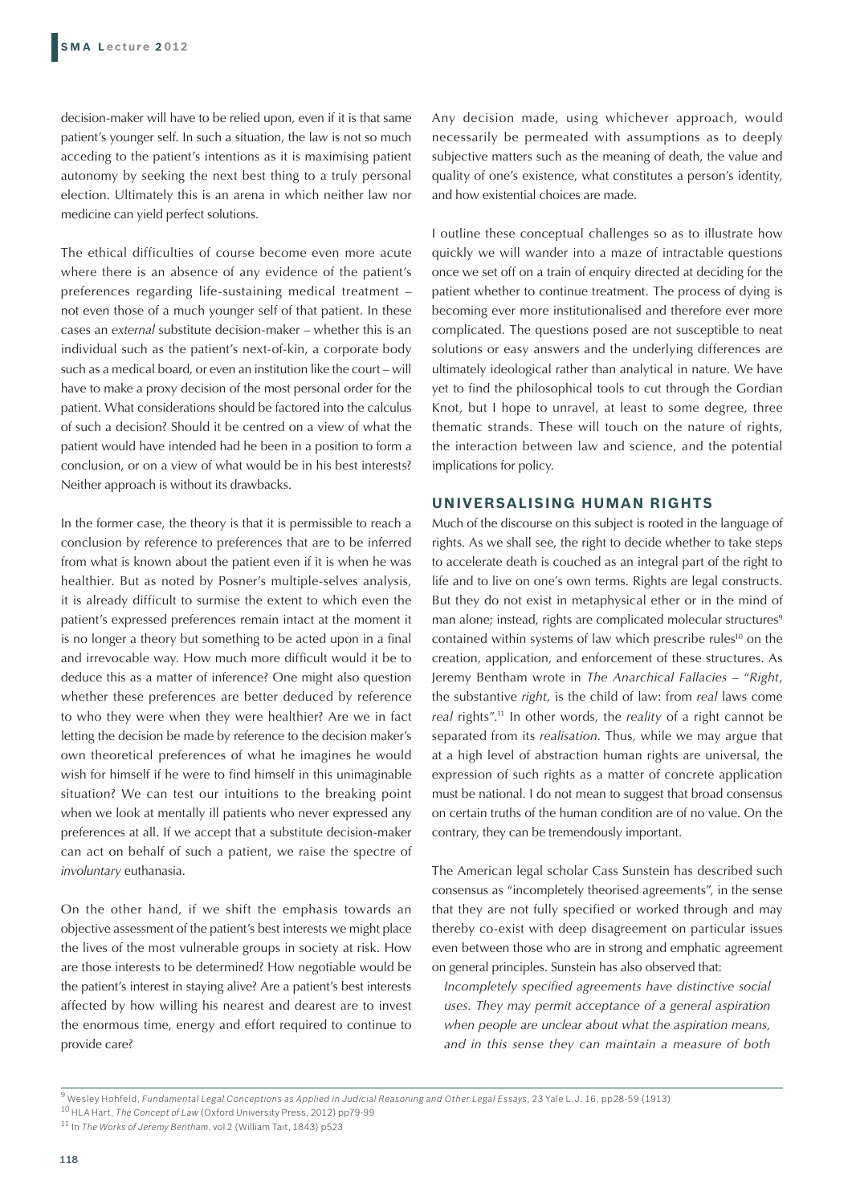decision-maker will have to be relied upon, even if it is that same patient's younger self. In such a situation, the law is not so much acceding to the patient's intentions as it is maximising patient autonomy by seeking the next best thing to a truly personal election. Ultimately this is an arena in which neither law nor medicine can yield perfect solutions.

The ethical difficulties of course become even more acute where there is an absence of any evidence of the patient's preferences regarding life-sustaining medical treatment – not even those of a much younger self of that patient. In these cases an *external* substitute decision-maker – whether this is an individual such as the patient's next-of-kin, a corporate body such as a medical board, or even an institution like the court – will have to make a proxy decision of the most personal order for the patient. What considerations should be factored into the calculus of such a decision? Should it be centred on a view of what the patient would have intended had he been in a position to form a conclusion, or on a view of what would be in his best interests? Neither approach is without its drawbacks.

In the former case, the theory is that it is permissible to reach a conclusion by reference to preferences that are to be inferred from what is known about the patient even if it is when he was healthier. But as noted by Posner's multiple-selves analysis, it is already difficult to surmise the extent to which even the patient's expressed preferences remain intact at the moment it is no longer a theory but something to be acted upon in a final and irrevocable way. How much more difficult would it be to deduce this as a matter of inference? One might also question whether these preferences are better deduced by reference to who they were when they were healthier? Are we in fact letting the decision be made by reference to the decision maker's own theoretical preferences of what he imagines he would wish for himself if he were to find himself in this unimaginable situation? We can test our intuitions to the breaking point when we look at mentally ill patients who never expressed any preferences at all. If we accept that a substitute decision-maker can act on behalf of such a patient, we raise the spectre of *involuntary* euthanasia.

On the other hand, if we shift the emphasis towards an objective assessment of the patient's best interests we might place the lives of the most vulnerable groups in society at risk. How are those interests to be determined? How negotiable would be the patient's interest in staying alive? Are a patient's best interests affected by how willing his nearest and dearest are to invest the enormous time, energy and effort required to continue to provide care?

Any decision made, using whichever approach, would necessarily be permeated with assumptions as to deeply subjective matters such as the meaning of death, the value and quality of one's existence, what constitutes a person's identity, and how existential choices are made.

I outline these conceptual challenges so as to illustrate how quickly we will wander into a maze of intractable questions once we set off on a train of enquiry directed at deciding for the patient whether to continue treatment. The process of dying is becoming ever more institutionalised and therefore ever more complicated. The questions posed are not susceptible to neat solutions or easy answers and the underlying differences are ultimately ideological rather than analytical in nature. We have yet to find the philosophical tools to cut through the Gordian Knot, but I hope to unravel, at least to some degree, three thematic strands. These will touch on the nature of rights, the interaction between law and science, and the potential implications for policy.

## UNIVERSALISING HUMAN RIGHTS

Much of the discourse on this subject is rooted in the language of rights. As we shall see, the right to decide whether to take steps to accelerate death is couched as an integral part of the right to life and to live on one's own terms. Rights are legal constructs. But they do not exist in metaphysical ether or in the mind of man alone; instead, rights are complicated molecular structures[9] contained within systems of law which prescribe rules[10] on the creation, application, and enforcement of these structures. As Jeremy Bentham wrote in *The Anarchical Fallacies* – "*Right*, the substantive *right*, is the child of law: from *real* laws come *real* rights".[11] In other words, the *reality* of a right cannot be separated from its *realisation*. Thus, while we may argue that at a high level of abstraction human rights are universal, the expression of such rights as a matter of concrete application must be national. I do not mean to suggest that broad consensus on certain truths of the human condition are of no value. On the contrary, they can be tremendously important.

The American legal scholar Cass Sunstein has described such consensus as "incompletely theorised agreements", in the sense that they are not fully specified or worked through and may thereby co-exist with deep disagreement on particular issues even between those who are in strong and emphatic agreement on general principles. Sunstein has also observed that:

> *Incompletely specified agreements have distinctive social uses. They may permit acceptance of a general aspiration when people are unclear about what the aspiration means, and in this sense they can maintain a measure of both*

---

[9] Wesley Hohfeld, *Fundamental Legal Conceptions as Applied in Judicial Reasoning and Other Legal Essays*, 23 Yale L.J. 16, pp28-59 (1913)

[10] HLA Hart, *The Concept of Law* (Oxford University Press, 2012) pp79-99

[11] In *The Works of Jeremy Bentham*, vol 2 (William Tait, 1843) p523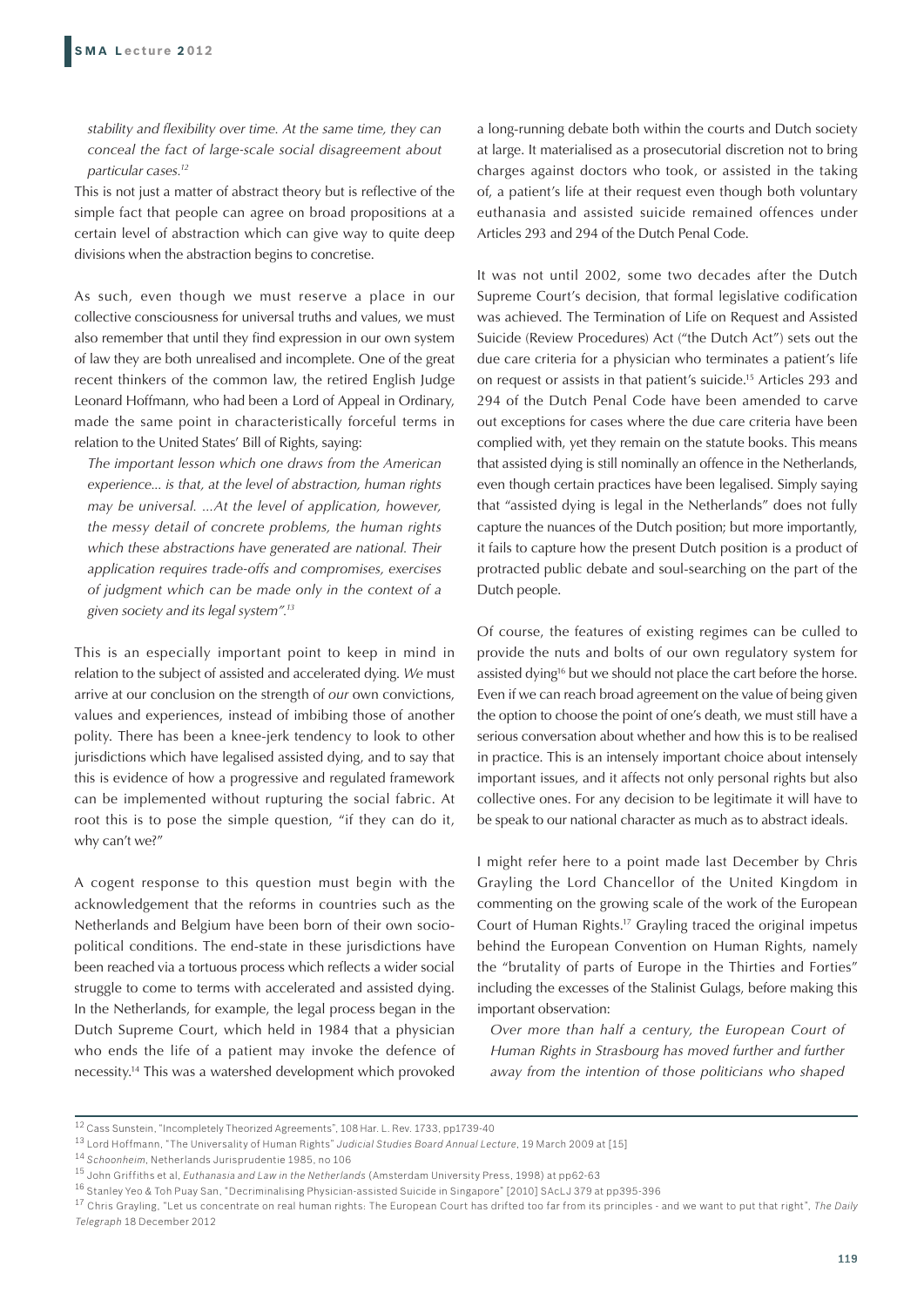*stability and flexibility over time. At the same time, they can conceal the fact of large-scale social disagreement about particular cases.*[12]

This is not just a matter of abstract theory but is reflective of the simple fact that people can agree on broad propositions at a certain level of abstraction which can give way to quite deep divisions when the abstraction begins to concretise.

As such, even though we must reserve a place in our collective consciousness for universal truths and values, we must also remember that until they find expression in our own system of law they are both unrealised and incomplete. One of the great recent thinkers of the common law, the retired English Judge Leonard Hoffmann, who had been a Lord of Appeal in Ordinary, made the same point in characteristically forceful terms in relation to the United States' Bill of Rights, saying:

> *The important lesson which one draws from the American experience... is that, at the level of abstraction, human rights may be universal. ...At the level of application, however, the messy detail of concrete problems, the human rights which these abstractions have generated are national. Their application requires trade-offs and compromises, exercises of judgment which can be made only in the context of a given society and its legal system".*[13]

This is an especially important point to keep in mind in relation to the subject of assisted and accelerated dying. *We* must arrive at our conclusion on the strength of *our* own convictions, values and experiences, instead of imbibing those of another polity. There has been a knee-jerk tendency to look to other jurisdictions which have legalised assisted dying, and to say that this is evidence of how a progressive and regulated framework can be implemented without rupturing the social fabric. At root this is to pose the simple question, "if they can do it, why can't we?"

A cogent response to this question must begin with the acknowledgement that the reforms in countries such as the Netherlands and Belgium have been born of their own socio-political conditions. The end-state in these jurisdictions have been reached via a tortuous process which reflects a wider social struggle to come to terms with accelerated and assisted dying. In the Netherlands, for example, the legal process began in the Dutch Supreme Court, which held in 1984 that a physician who ends the life of a patient may invoke the defence of necessity.[14] This was a watershed development which provoked a long-running debate both within the courts and Dutch society at large. It materialised as a prosecutorial discretion not to bring charges against doctors who took, or assisted in the taking of, a patient's life at their request even though both voluntary euthanasia and assisted suicide remained offences under Articles 293 and 294 of the Dutch Penal Code.

It was not until 2002, some two decades after the Dutch Supreme Court's decision, that formal legislative codification was achieved. The Termination of Life on Request and Assisted Suicide (Review Procedures) Act ("the Dutch Act") sets out the due care criteria for a physician who terminates a patient's life on request or assists in that patient's suicide.[15] Articles 293 and 294 of the Dutch Penal Code have been amended to carve out exceptions for cases where the due care criteria have been complied with, yet they remain on the statute books. This means that assisted dying is still nominally an offence in the Netherlands, even though certain practices have been legalised. Simply saying that "assisted dying is legal in the Netherlands" does not fully capture the nuances of the Dutch position; but more importantly, it fails to capture how the present Dutch position is a product of protracted public debate and soul-searching on the part of the Dutch people.

Of course, the features of existing regimes can be culled to provide the nuts and bolts of our own regulatory system for assisted dying[16] but we should not place the cart before the horse. Even if we can reach broad agreement on the value of being given the option to choose the point of one's death, we must still have a serious conversation about whether and how this is to be realised in practice. This is an intensely important choice about intensely important issues, and it affects not only personal rights but also collective ones. For any decision to be legitimate it will have to be speak to our national character as much as to abstract ideals.

I might refer here to a point made last December by Chris Grayling the Lord Chancellor of the United Kingdom in commenting on the growing scale of the work of the European Court of Human Rights.[17] Grayling traced the original impetus behind the European Convention on Human Rights, namely the "brutality of parts of Europe in the Thirties and Forties" including the excesses of the Stalinist Gulags, before making this important observation:

> *Over more than half a century, the European Court of Human Rights in Strasbourg has moved further and further away from the intention of those politicians who shaped*

---

[12] Cass Sunstein, "Incompletely Theorized Agreements", 108 Har. L. Rev. 1733, pp1739-40

[13] Lord Hoffmann, "The Universality of Human Rights" *Judicial Studies Board Annual Lecture*, 19 March 2009 at [15]

[14] *Schoonheim*, Netherlands Jurisprudentie 1985, no 106

[15] John Griffiths et al, *Euthanasia and Law in the Netherlands* (Amsterdam University Press, 1998) at pp62-63

[16] Stanley Yeo & Toh Puay San, "Decriminalising Physician-assisted Suicide in Singapore" [2010] SAcLJ 379 at pp395-396

[17] Chris Grayling, "Let us concentrate on real human rights: The European Court has drifted too far from its principles - and we want to put that right", *The Daily Telegraph* 18 December 2012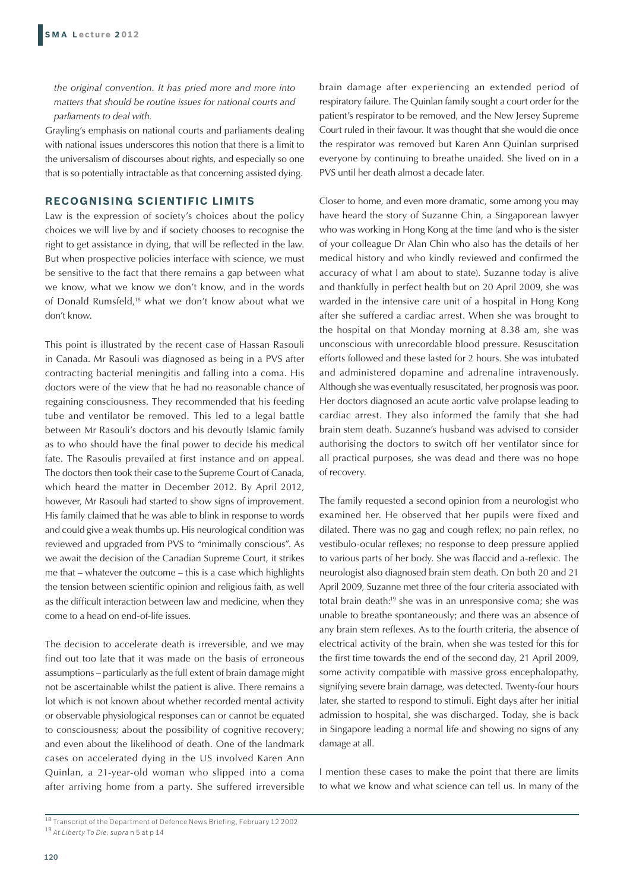*the original convention. It has pried more and more into matters that should be routine issues for national courts and parliaments to deal with.*

Grayling's emphasis on national courts and parliaments dealing with national issues underscores this notion that there is a limit to the universalism of discourses about rights, and especially so one that is so potentially intractable as that concerning assisted dying.

## RECOGNISING SCIENTIFIC LIMITS

Law is the expression of society's choices about the policy choices we will live by and if society chooses to recognise the right to get assistance in dying, that will be reflected in the law. But when prospective policies interface with science, we must be sensitive to the fact that there remains a gap between what we know, what we know we don't know, and in the words of Donald Rumsfeld,[18] what we don't know about what we don't know.

This point is illustrated by the recent case of Hassan Rasouli in Canada. Mr Rasouli was diagnosed as being in a PVS after contracting bacterial meningitis and falling into a coma. His doctors were of the view that he had no reasonable chance of regaining consciousness. They recommended that his feeding tube and ventilator be removed. This led to a legal battle between Mr Rasouli's doctors and his devoutly Islamic family as to who should have the final power to decide his medical fate. The Rasoulis prevailed at first instance and on appeal. The doctors then took their case to the Supreme Court of Canada, which heard the matter in December 2012. By April 2012, however, Mr Rasouli had started to show signs of improvement. His family claimed that he was able to blink in response to words and could give a weak thumbs up. His neurological condition was reviewed and upgraded from PVS to "minimally conscious". As we await the decision of the Canadian Supreme Court, it strikes me that – whatever the outcome – this is a case which highlights the tension between scientific opinion and religious faith, as well as the difficult interaction between law and medicine, when they come to a head on end-of-life issues.

The decision to accelerate death is irreversible, and we may find out too late that it was made on the basis of erroneous assumptions – particularly as the full extent of brain damage might not be ascertainable whilst the patient is alive. There remains a lot which is not known about whether recorded mental activity or observable physiological responses can or cannot be equated to consciousness; about the possibility of cognitive recovery; and even about the likelihood of death. One of the landmark cases on accelerated dying in the US involved Karen Ann Quinlan, a 21-year-old woman who slipped into a coma after arriving home from a party. She suffered irreversible brain damage after experiencing an extended period of respiratory failure. The Quinlan family sought a court order for the patient's respirator to be removed, and the New Jersey Supreme Court ruled in their favour. It was thought that she would die once the respirator was removed but Karen Ann Quinlan surprised everyone by continuing to breathe unaided. She lived on in a PVS until her death almost a decade later.

Closer to home, and even more dramatic, some among you may have heard the story of Suzanne Chin, a Singaporean lawyer who was working in Hong Kong at the time (and who is the sister of your colleague Dr Alan Chin who also has the details of her medical history and who kindly reviewed and confirmed the accuracy of what I am about to state). Suzanne today is alive and thankfully in perfect health but on 20 April 2009, she was warded in the intensive care unit of a hospital in Hong Kong after she suffered a cardiac arrest. When she was brought to the hospital on that Monday morning at 8.38 am, she was unconscious with unrecordable blood pressure. Resuscitation efforts followed and these lasted for 2 hours. She was intubated and administered dopamine and adrenaline intravenously. Although she was eventually resuscitated, her prognosis was poor. Her doctors diagnosed an acute aortic valve prolapse leading to cardiac arrest. They also informed the family that she had brain stem death. Suzanne's husband was advised to consider authorising the doctors to switch off her ventilator since for all practical purposes, she was dead and there was no hope of recovery.

The family requested a second opinion from a neurologist who examined her. He observed that her pupils were fixed and dilated. There was no gag and cough reflex; no pain reflex, no vestibulo-ocular reflexes; no response to deep pressure applied to various parts of her body. She was flaccid and a-reflexic. The neurologist also diagnosed brain stem death. On both 20 and 21 April 2009, Suzanne met three of the four criteria associated with total brain death:[19] she was in an unresponsive coma; she was unable to breathe spontaneously; and there was an absence of any brain stem reflexes. As to the fourth criteria, the absence of electrical activity of the brain, when she was tested for this for the first time towards the end of the second day, 21 April 2009, some activity compatible with massive gross encephalopathy, signifying severe brain damage, was detected. Twenty-four hours later, she started to respond to stimuli. Eight days after her initial admission to hospital, she was discharged. Today, she is back in Singapore leading a normal life and showing no signs of any damage at all.

I mention these cases to make the point that there are limits to what we know and what science can tell us. In many of the

---

[18] Transcript of the Department of Defence News Briefing, February 12 2002

[19] *At Liberty To Die*, *supra* n 5 at p 14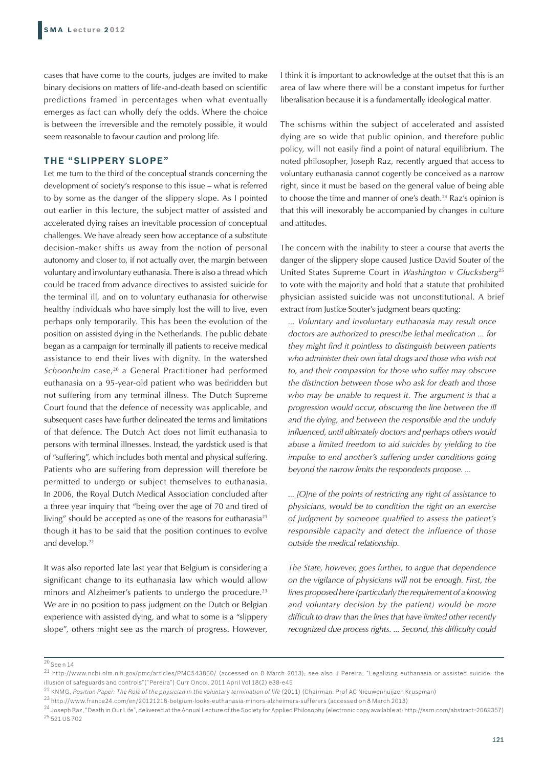cases that have come to the courts, judges are invited to make binary decisions on matters of life-and-death based on scientific predictions framed in percentages when what eventually emerges as fact can wholly defy the odds. Where the choice is between the irreversible and the remotely possible, it would seem reasonable to favour caution and prolong life.

## THE "SLIPPERY SLOPE"

Let me turn to the third of the conceptual strands concerning the development of society's response to this issue – what is referred to by some as the danger of the slippery slope. As I pointed out earlier in this lecture, the subject matter of assisted and accelerated dying raises an inevitable procession of conceptual challenges. We have already seen how acceptance of a substitute decision-maker shifts us away from the notion of personal autonomy and closer to, if not actually over, the margin between voluntary and involuntary euthanasia. There is also a thread which could be traced from advance directives to assisted suicide for the terminal ill, and on to voluntary euthanasia for otherwise healthy individuals who have simply lost the will to live, even perhaps only temporarily. This has been the evolution of the position on assisted dying in the Netherlands. The public debate began as a campaign for terminally ill patients to receive medical assistance to end their lives with dignity. In the watershed *Schoonheim* case,[20] a General Practitioner had performed euthanasia on a 95-year-old patient who was bedridden but not suffering from any terminal illness. The Dutch Supreme Court found that the defence of necessity was applicable, and subsequent cases have further delineated the terms and limitations of that defence. The Dutch Act does not limit euthanasia to persons with terminal illnesses. Instead, the yardstick used is that of "suffering", which includes both mental and physical suffering. Patients who are suffering from depression will therefore be permitted to undergo or subject themselves to euthanasia. In 2006, the Royal Dutch Medical Association concluded after a three year inquiry that "being over the age of 70 and tired of living" should be accepted as one of the reasons for euthanasia[21] though it has to be said that the position continues to evolve and develop.[22]

It was also reported late last year that Belgium is considering a significant change to its euthanasia law which would allow minors and Alzheimer's patients to undergo the procedure.[23] We are in no position to pass judgment on the Dutch or Belgian experience with assisted dying, and what to some is a "slippery slope", others might see as the march of progress. However, I think it is important to acknowledge at the outset that this is an area of law where there will be a constant impetus for further liberalisation because it is a fundamentally ideological matter.

The schisms within the subject of accelerated and assisted dying are so wide that public opinion, and therefore public policy, will not easily find a point of natural equilibrium. The noted philosopher, Joseph Raz, recently argued that access to voluntary euthanasia cannot cogently be conceived as a narrow right, since it must be based on the general value of being able to choose the time and manner of one's death.[24] Raz's opinion is that this will inexorably be accompanied by changes in culture and attitudes.

The concern with the inability to steer a course that averts the danger of the slippery slope caused Justice David Souter of the United States Supreme Court in *Washington v Glucksberg*[25] to vote with the majority and hold that a statute that prohibited physician assisted suicide was not unconstitutional. A brief extract from Justice Souter's judgment bears quoting:

> *... Voluntary and involuntary euthanasia may result once doctors are authorized to prescribe lethal medication ... for they might find it pointless to distinguish between patients who administer their own fatal drugs and those who wish not to, and their compassion for those who suffer may obscure the distinction between those who ask for death and those who may be unable to request it. The argument is that a progression would occur, obscuring the line between the ill and the dying, and between the responsible and the unduly influenced, until ultimately doctors and perhaps others would abuse a limited freedom to aid suicides by yielding to the impulse to end another's suffering under conditions going beyond the narrow limits the respondents propose. ...*
>
> *... [O]ne of the points of restricting any right of assistance to physicians, would be to condition the right on an exercise of judgment by someone qualified to assess the patient's responsible capacity and detect the influence of those outside the medical relationship.*
>
> *The State, however, goes further, to argue that dependence on the vigilance of physicians will not be enough. First, the lines proposed here (particularly the requirement of a knowing and voluntary decision by the patient) would be more difficult to draw than the lines that have limited other recently recognized due process rights. ... Second, this difficulty could*

---

[20] See n 14

[21] http://www.ncbi.nlm.nih.gov/pmc/articles/PMC543860/ (accessed on 8 March 2013); see also J Pereira, "Legalizing euthanasia or assisted suicide: the illusion of safeguards and controls"("Pereira") Curr Oncol. 2011 April Vol 18(2) e38-e45

[22] KNMG, *Position Paper: The Role of the physician in the voluntary termination of life* (2011) (Chairman: Prof AC Nieuwenhuijzen Kruseman)

[23] http://www.france24.com/en/20121218-belgium-looks-euthanasia-minors-alzheimers-sufferers (accessed on 8 March 2013)

[24] Joseph Raz, "Death in Our Life", delivered at the Annual Lecture of the Society for Applied Philosophy (electronic copy available at: http://ssrn.com/abstract=2069357)

[25] 521 US 702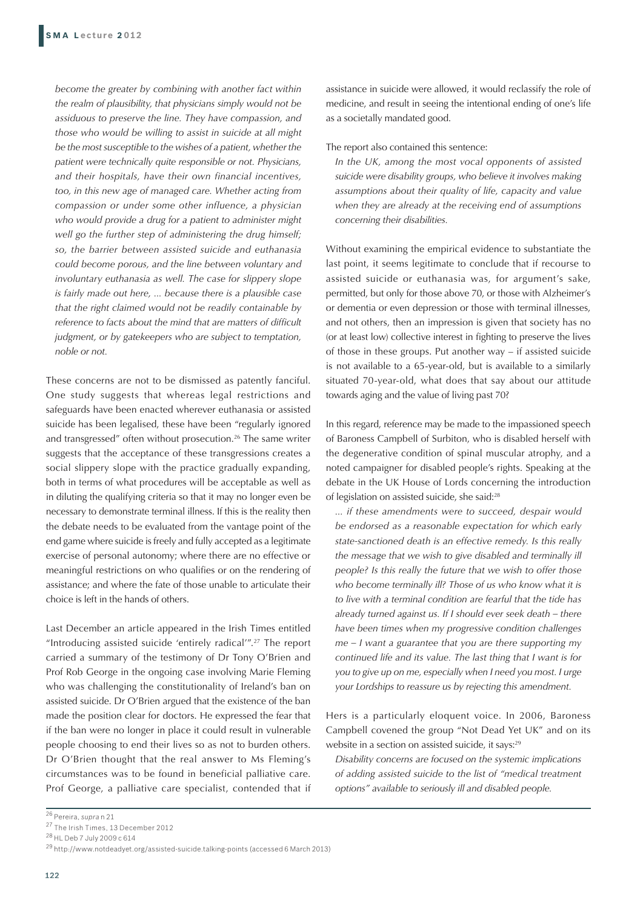*become the greater by combining with another fact within the realm of plausibility, that physicians simply would not be assiduous to preserve the line. They have compassion, and those who would be willing to assist in suicide at all might be the most susceptible to the wishes of a patient, whether the patient were technically quite responsible or not. Physicians, and their hospitals, have their own financial incentives, too, in this new age of managed care. Whether acting from compassion or under some other influence, a physician who would provide a drug for a patient to administer might well go the further step of administering the drug himself; so, the barrier between assisted suicide and euthanasia could become porous, and the line between voluntary and involuntary euthanasia as well. The case for slippery slope is fairly made out here, ... because there is a plausible case that the right claimed would not be readily containable by reference to facts about the mind that are matters of difficult judgment, or by gatekeepers who are subject to temptation, noble or not.*

These concerns are not to be dismissed as patently fanciful. One study suggests that whereas legal restrictions and safeguards have been enacted wherever euthanasia or assisted suicide has been legalised, these have been "regularly ignored and transgressed" often without prosecution.[26] The same writer suggests that the acceptance of these transgressions creates a social slippery slope with the practice gradually expanding, both in terms of what procedures will be acceptable as well as in diluting the qualifying criteria so that it may no longer even be necessary to demonstrate terminal illness. If this is the reality then the debate needs to be evaluated from the vantage point of the end game where suicide is freely and fully accepted as a legitimate exercise of personal autonomy; where there are no effective or meaningful restrictions on who qualifies or on the rendering of assistance; and where the fate of those unable to articulate their choice is left in the hands of others.

Last December an article appeared in the Irish Times entitled "Introducing assisted suicide 'entirely radical'".[27] The report carried a summary of the testimony of Dr Tony O'Brien and Prof Rob George in the ongoing case involving Marie Fleming who was challenging the constitutionality of Ireland's ban on assisted suicide. Dr O'Brien argued that the existence of the ban made the position clear for doctors. He expressed the fear that if the ban were no longer in place it could result in vulnerable people choosing to end their lives so as not to burden others. Dr O'Brien thought that the real answer to Ms Fleming's circumstances was to be found in beneficial palliative care. Prof George, a palliative care specialist, contended that if assistance in suicide were allowed, it would reclassify the role of medicine, and result in seeing the intentional ending of one's life as a societally mandated good.

The report also contained this sentence:

*In the UK, among the most vocal opponents of assisted suicide were disability groups, who believe it involves making assumptions about their quality of life, capacity and value when they are already at the receiving end of assumptions concerning their disabilities.*

Without examining the empirical evidence to substantiate the last point, it seems legitimate to conclude that if recourse to assisted suicide or euthanasia was, for argument's sake, permitted, but only for those above 70, or those with Alzheimer's or dementia or even depression or those with terminal illnesses, and not others, then an impression is given that society has no (or at least low) collective interest in fighting to preserve the lives of those in these groups. Put another way – if assisted suicide is not available to a 65-year-old, but is available to a similarly situated 70-year-old, what does that say about our attitude towards aging and the value of living past 70?

In this regard, reference may be made to the impassioned speech of Baroness Campbell of Surbiton, who is disabled herself with the degenerative condition of spinal muscular atrophy, and a noted campaigner for disabled people's rights. Speaking at the debate in the UK House of Lords concerning the introduction of legislation on assisted suicide, she said:[28]

*... if these amendments were to succeed, despair would be endorsed as a reasonable expectation for which early state-sanctioned death is an effective remedy. Is this really the message that we wish to give disabled and terminally ill people? Is this really the future that we wish to offer those who become terminally ill? Those of us who know what it is to live with a terminal condition are fearful that the tide has already turned against us. If I should ever seek death – there have been times when my progressive condition challenges me – I want a guarantee that you are there supporting my continued life and its value. The last thing that I want is for you to give up on me, especially when I need you most. I urge your Lordships to reassure us by rejecting this amendment.*

Hers is a particularly eloquent voice. In 2006, Baroness Campbell covened the group "Not Dead Yet UK" and on its website in a section on assisted suicide, it says:[29]

*Disability concerns are focused on the systemic implications of adding assisted suicide to the list of "medical treatment options" available to seriously ill and disabled people.*

---

[26] Pereira, *supra* n 21

[27] The Irish Times, 13 December 2012

[28] HL Deb 7 July 2009 c 614

[29] http://www.notdeadyet.org/assisted-suicide.talking-points (accessed 6 March 2013)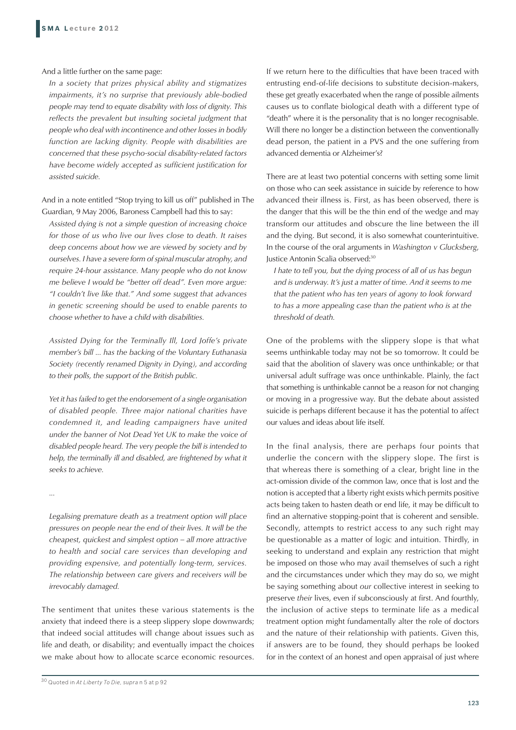And a little further on the same page:

> *In a society that prizes physical ability and stigmatizes impairments, it's no surprise that previously able-bodied people may tend to equate disability with loss of dignity. This reflects the prevalent but insulting societal judgment that people who deal with incontinence and other losses in bodily function are lacking dignity. People with disabilities are concerned that these psycho-social disability-related factors have become widely accepted as sufficient justification for assisted suicide.*

And in a note entitled "Stop trying to kill us off" published in The Guardian, 9 May 2006, Baroness Campbell had this to say:

> *Assisted dying is not a simple question of increasing choice for those of us who live our lives close to death. It raises deep concerns about how we are viewed by society and by ourselves. I have a severe form of spinal muscular atrophy, and require 24-hour assistance. Many people who do not know me believe I would be "better off dead". Even more argue: "I couldn't live like that." And some suggest that advances in genetic screening should be used to enable parents to choose whether to have a child with disabilities.*
>
> *Assisted Dying for the Terminally Ill, Lord Joffe's private member's bill ... has the backing of the Voluntary Euthanasia Society (recently renamed Dignity in Dying), and according to their polls, the support of the British public.*
>
> *Yet it has failed to get the endorsement of a single organisation of disabled people. Three major national charities have condemned it, and leading campaigners have united under the banner of Not Dead Yet UK to make the voice of disabled people heard. The very people the bill is intended to help, the terminally ill and disabled, are frightened by what it seeks to achieve.*
>
> ...
>
> *Legalising premature death as a treatment option will place pressures on people near the end of their lives. It will be the cheapest, quickest and simplest option – all more attractive to health and social care services than developing and providing expensive, and potentially long-term, services. The relationship between care givers and receivers will be irrevocably damaged.*

The sentiment that unites these various statements is the anxiety that indeed there is a steep slippery slope downwards; that indeed social attitudes will change about issues such as life and death, or disability; and eventually impact the choices we make about how to allocate scarce economic resources. If we return here to the difficulties that have been traced with entrusting end-of-life decisions to substitute decision-makers, these get greatly exacerbated when the range of possible ailments causes us to conflate biological death with a different type of "death" where it is the personality that is no longer recognisable. Will there no longer be a distinction between the conventionally dead person, the patient in a PVS and the one suffering from advanced dementia or Alzheimer's?

There are at least two potential concerns with setting some limit on those who can seek assistance in suicide by reference to how advanced their illness is. First, as has been observed, there is the danger that this will be the thin end of the wedge and may transform our attitudes and obscure the line between the ill and the dying. But second, it is also somewhat counterintuitive. In the course of the oral arguments in *Washington v Glucksberg*, Justice Antonin Scalia observed:[30]

> *I hate to tell you, but the dying process of all of us has begun and is underway. It's just a matter of time. And it seems to me that the patient who has ten years of agony to look forward to has a more appealing case than the patient who is at the threshold of death.*

One of the problems with the slippery slope is that what seems unthinkable today may not be so tomorrow. It could be said that the abolition of slavery was once unthinkable; or that universal adult suffrage was once unthinkable. Plainly, the fact that something is unthinkable cannot be a reason for not changing or moving in a progressive way. But the debate about assisted suicide is perhaps different because it has the potential to affect our values and ideas about life itself.

In the final analysis, there are perhaps four points that underlie the concern with the slippery slope. The first is that whereas there is something of a clear, bright line in the act-omission divide of the common law, once that is lost and the notion is accepted that a liberty right exists which permits positive acts being taken to hasten death or end life, it may be difficult to find an alternative stopping-point that is coherent and sensible. Secondly, attempts to restrict access to any such right may be questionable as a matter of logic and intuition. Thirdly, in seeking to understand and explain any restriction that might be imposed on those who may avail themselves of such a right and the circumstances under which they may do so, we might be saying something about *our* collective interest in seeking to preserve *their* lives, even if subconsciously at first. And fourthly, the inclusion of active steps to terminate life as a medical treatment option might fundamentally alter the role of doctors and the nature of their relationship with patients. Given this, if answers are to be found, they should perhaps be looked for in the context of an honest and open appraisal of just where

[30] Quoted in *At Liberty To Die*, *supra* n 5 at p 92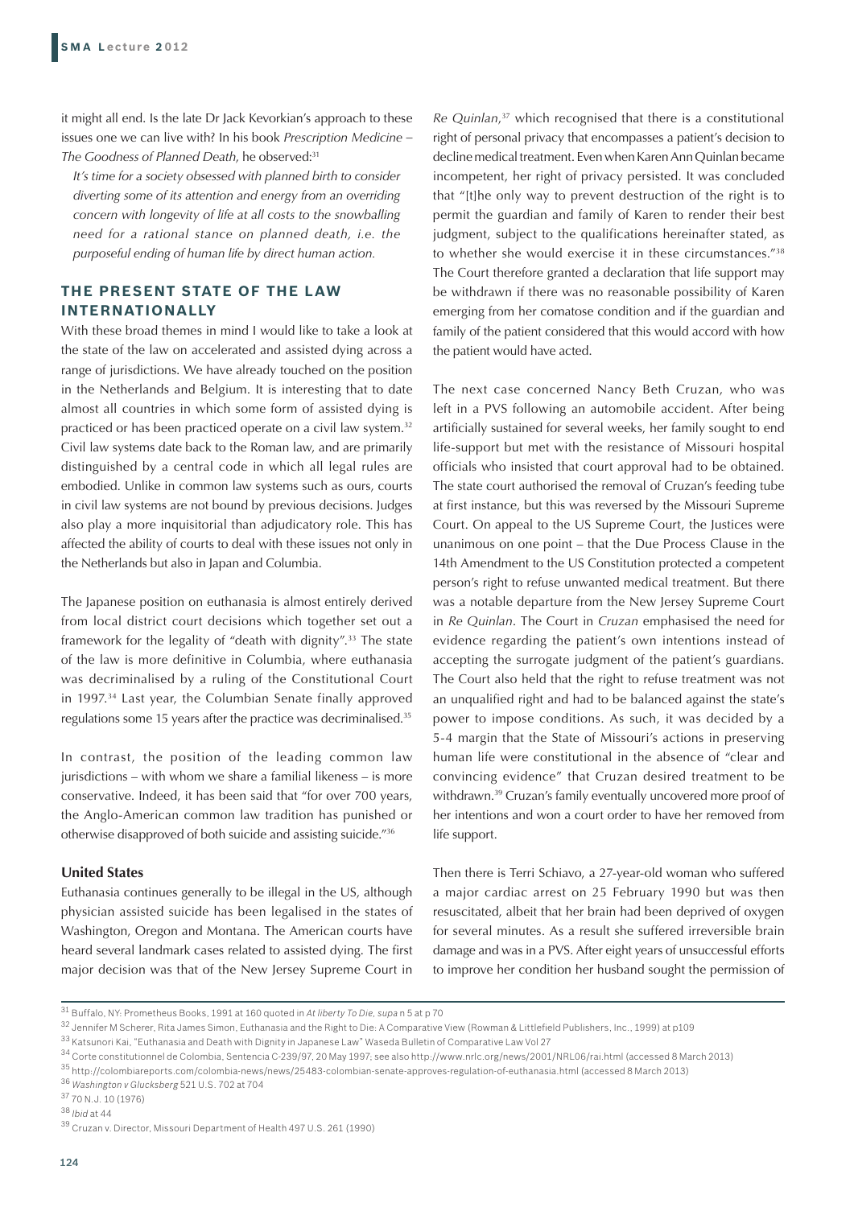it might all end. Is the late Dr Jack Kevorkian's approach to these issues one we can live with? In his book *Prescription Medicine – The Goodness of Planned Death*, he observed:[31]

> *It's time for a society obsessed with planned birth to consider diverting some of its attention and energy from an overriding concern with longevity of life at all costs to the snowballing need for a rational stance on planned death, i.e. the purposeful ending of human life by direct human action.*

## THE PRESENT STATE OF THE LAW INTERNATIONALLY

With these broad themes in mind I would like to take a look at the state of the law on accelerated and assisted dying across a range of jurisdictions. We have already touched on the position in the Netherlands and Belgium. It is interesting that to date almost all countries in which some form of assisted dying is practiced or has been practiced operate on a civil law system.[32] Civil law systems date back to the Roman law, and are primarily distinguished by a central code in which all legal rules are embodied. Unlike in common law systems such as ours, courts in civil law systems are not bound by previous decisions. Judges also play a more inquisitorial than adjudicatory role. This has affected the ability of courts to deal with these issues not only in the Netherlands but also in Japan and Columbia.

The Japanese position on euthanasia is almost entirely derived from local district court decisions which together set out a framework for the legality of "death with dignity".[33] The state of the law is more definitive in Columbia, where euthanasia was decriminalised by a ruling of the Constitutional Court in 1997.[34] Last year, the Columbian Senate finally approved regulations some 15 years after the practice was decriminalised.[35]

In contrast, the position of the leading common law jurisdictions – with whom we share a familial likeness – is more conservative. Indeed, it has been said that "for over 700 years, the Anglo-American common law tradition has punished or otherwise disapproved of both suicide and assisting suicide."[36]

### United States

Euthanasia continues generally to be illegal in the US, although physician assisted suicide has been legalised in the states of Washington, Oregon and Montana. The American courts have heard several landmark cases related to assisted dying. The first major decision was that of the New Jersey Supreme Court in *Re Quinlan*,[37] which recognised that there is a constitutional right of personal privacy that encompasses a patient's decision to decline medical treatment. Even when Karen Ann Quinlan became incompetent, her right of privacy persisted. It was concluded that "[t]he only way to prevent destruction of the right is to permit the guardian and family of Karen to render their best judgment, subject to the qualifications hereinafter stated, as to whether she would exercise it in these circumstances."[38] The Court therefore granted a declaration that life support may be withdrawn if there was no reasonable possibility of Karen emerging from her comatose condition and if the guardian and family of the patient considered that this would accord with how the patient would have acted.

The next case concerned Nancy Beth Cruzan, who was left in a PVS following an automobile accident. After being artificially sustained for several weeks, her family sought to end life-support but met with the resistance of Missouri hospital officials who insisted that court approval had to be obtained. The state court authorised the removal of Cruzan's feeding tube at first instance, but this was reversed by the Missouri Supreme Court. On appeal to the US Supreme Court, the Justices were unanimous on one point – that the Due Process Clause in the 14th Amendment to the US Constitution protected a competent person's right to refuse unwanted medical treatment. But there was a notable departure from the New Jersey Supreme Court in *Re Quinlan*. The Court in *Cruzan* emphasised the need for evidence regarding the patient's own intentions instead of accepting the surrogate judgment of the patient's guardians. The Court also held that the right to refuse treatment was not an unqualified right and had to be balanced against the state's power to impose conditions. As such, it was decided by a 5-4 margin that the State of Missouri's actions in preserving human life were constitutional in the absence of "clear and convincing evidence" that Cruzan desired treatment to be withdrawn.[39] Cruzan's family eventually uncovered more proof of her intentions and won a court order to have her removed from life support.

Then there is Terri Schiavo, a 27-year-old woman who suffered a major cardiac arrest on 25 February 1990 but was then resuscitated, albeit that her brain had been deprived of oxygen for several minutes. As a result she suffered irreversible brain damage and was in a PVS. After eight years of unsuccessful efforts to improve her condition her husband sought the permission of

---

[31] Buffalo, NY: Prometheus Books, 1991 at 160 quoted in *At liberty To Die*, *supa* n 5 at p 70

[32] Jennifer M Scherer, Rita James Simon, Euthanasia and the Right to Die: A Comparative View (Rowman & Littlefield Publishers, Inc., 1999) at p109

[33] Katsunori Kai, "Euthanasia and Death with Dignity in Japanese Law" Waseda Bulletin of Comparative Law Vol 27

[34] Corte constitutionnel de Colombia, Sentencia C-239/97, 20 May 1997; see also http://www.nrlc.org/news/2001/NRL06/rai.html (accessed 8 March 2013)

[35] http://colombiareports.com/colombia-news/news/25483-colombian-senate-approves-regulation-of-euthanasia.html (accessed 8 March 2013)

[36] *Washington v Glucksberg* 521 U.S. 702 at 704

[37] 70 N.J. 10 (1976)

[38] *Ibid* at 44

[39] Cruzan v. Director, Missouri Department of Health 497 U.S. 261 (1990)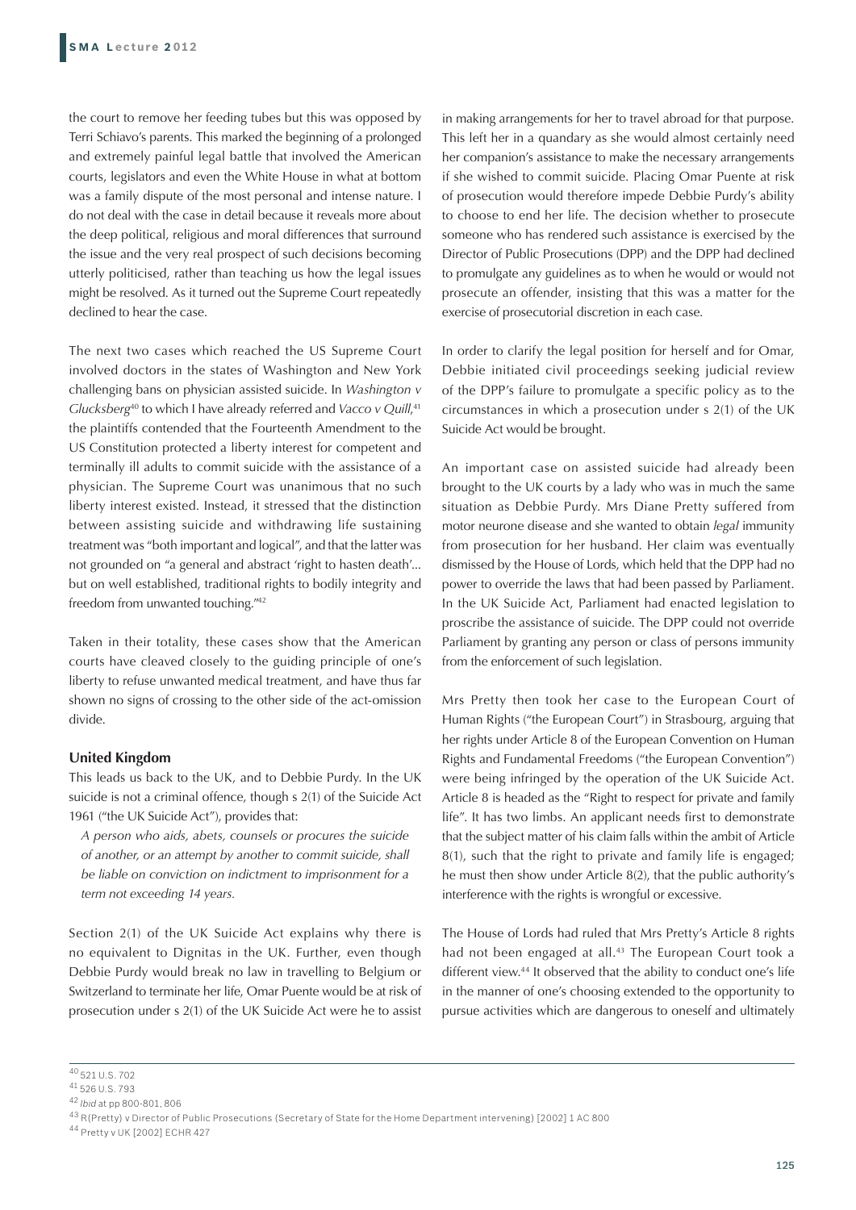the court to remove her feeding tubes but this was opposed by Terri Schiavo's parents. This marked the beginning of a prolonged and extremely painful legal battle that involved the American courts, legislators and even the White House in what at bottom was a family dispute of the most personal and intense nature. I do not deal with the case in detail because it reveals more about the deep political, religious and moral differences that surround the issue and the very real prospect of such decisions becoming utterly politicised, rather than teaching us how the legal issues might be resolved. As it turned out the Supreme Court repeatedly declined to hear the case.

The next two cases which reached the US Supreme Court involved doctors in the states of Washington and New York challenging bans on physician assisted suicide. In *Washington v Glucksberg*[40] to which I have already referred and *Vacco v Quill*,[41] the plaintiffs contended that the Fourteenth Amendment to the US Constitution protected a liberty interest for competent and terminally ill adults to commit suicide with the assistance of a physician. The Supreme Court was unanimous that no such liberty interest existed. Instead, it stressed that the distinction between assisting suicide and withdrawing life sustaining treatment was "both important and logical", and that the latter was not grounded on "a general and abstract 'right to hasten death'... but on well established, traditional rights to bodily integrity and freedom from unwanted touching."[42]

Taken in their totality, these cases show that the American courts have cleaved closely to the guiding principle of one's liberty to refuse unwanted medical treatment, and have thus far shown no signs of crossing to the other side of the act-omission divide.

### United Kingdom

This leads us back to the UK, and to Debbie Purdy. In the UK suicide is not a criminal offence, though s 2(1) of the Suicide Act 1961 ("the UK Suicide Act"), provides that:

> *A person who aids, abets, counsels or procures the suicide of another, or an attempt by another to commit suicide, shall be liable on conviction on indictment to imprisonment for a term not exceeding 14 years.*

Section 2(1) of the UK Suicide Act explains why there is no equivalent to Dignitas in the UK. Further, even though Debbie Purdy would break no law in travelling to Belgium or Switzerland to terminate her life, Omar Puente would be at risk of prosecution under s 2(1) of the UK Suicide Act were he to assist in making arrangements for her to travel abroad for that purpose. This left her in a quandary as she would almost certainly need her companion's assistance to make the necessary arrangements if she wished to commit suicide. Placing Omar Puente at risk of prosecution would therefore impede Debbie Purdy's ability to choose to end her life. The decision whether to prosecute someone who has rendered such assistance is exercised by the Director of Public Prosecutions (DPP) and the DPP had declined to promulgate any guidelines as to when he would or would not prosecute an offender, insisting that this was a matter for the exercise of prosecutorial discretion in each case.

In order to clarify the legal position for herself and for Omar, Debbie initiated civil proceedings seeking judicial review of the DPP's failure to promulgate a specific policy as to the circumstances in which a prosecution under s 2(1) of the UK Suicide Act would be brought.

An important case on assisted suicide had already been brought to the UK courts by a lady who was in much the same situation as Debbie Purdy. Mrs Diane Pretty suffered from motor neurone disease and she wanted to obtain *legal* immunity from prosecution for her husband. Her claim was eventually dismissed by the House of Lords, which held that the DPP had no power to override the laws that had been passed by Parliament. In the UK Suicide Act, Parliament had enacted legislation to proscribe the assistance of suicide. The DPP could not override Parliament by granting any person or class of persons immunity from the enforcement of such legislation.

Mrs Pretty then took her case to the European Court of Human Rights ("the European Court") in Strasbourg, arguing that her rights under Article 8 of the European Convention on Human Rights and Fundamental Freedoms ("the European Convention") were being infringed by the operation of the UK Suicide Act. Article 8 is headed as the "Right to respect for private and family life". It has two limbs. An applicant needs first to demonstrate that the subject matter of his claim falls within the ambit of Article 8(1), such that the right to private and family life is engaged; he must then show under Article 8(2), that the public authority's interference with the rights is wrongful or excessive.

The House of Lords had ruled that Mrs Pretty's Article 8 rights had not been engaged at all.[43] The European Court took a different view.[44] It observed that the ability to conduct one's life in the manner of one's choosing extended to the opportunity to pursue activities which are dangerous to oneself and ultimately

---

[40] 521 U.S. 702

[41] 526 U.S. 793

[42] *Ibid* at pp 800-801, 806

[43] R(Pretty) v Director of Public Prosecutions (Secretary of State for the Home Department intervening) [2002] 1 AC 800

[44] Pretty v UK [2002] ECHR 427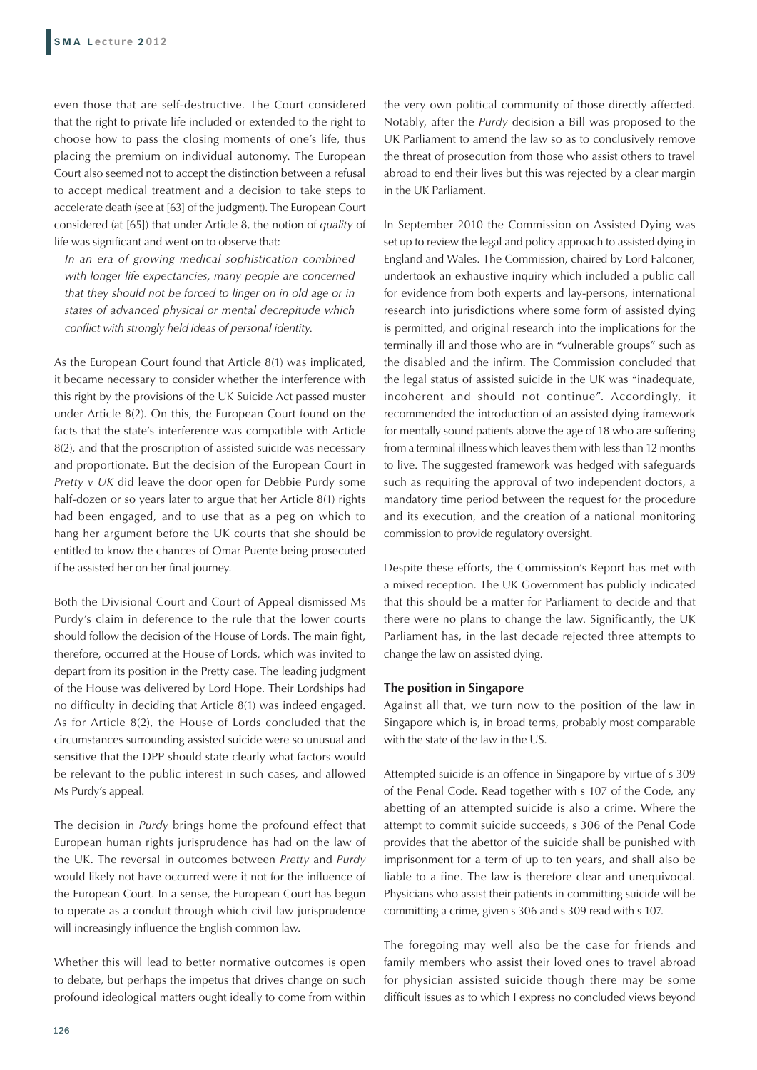even those that are self-destructive. The Court considered that the right to private life included or extended to the right to choose how to pass the closing moments of one's life, thus placing the premium on individual autonomy. The European Court also seemed not to accept the distinction between a refusal to accept medical treatment and a decision to take steps to accelerate death (see at [63] of the judgment). The European Court considered (at [65]) that under Article 8, the notion of *quality* of life was significant and went on to observe that:

> *In an era of growing medical sophistication combined with longer life expectancies, many people are concerned that they should not be forced to linger on in old age or in states of advanced physical or mental decrepitude which conflict with strongly held ideas of personal identity.*

As the European Court found that Article 8(1) was implicated, it became necessary to consider whether the interference with this right by the provisions of the UK Suicide Act passed muster under Article 8(2). On this, the European Court found on the facts that the state's interference was compatible with Article 8(2), and that the proscription of assisted suicide was necessary and proportionate. But the decision of the European Court in *Pretty v UK* did leave the door open for Debbie Purdy some half-dozen or so years later to argue that her Article 8(1) rights had been engaged, and to use that as a peg on which to hang her argument before the UK courts that she should be entitled to know the chances of Omar Puente being prosecuted if he assisted her on her final journey.

Both the Divisional Court and Court of Appeal dismissed Ms Purdy's claim in deference to the rule that the lower courts should follow the decision of the House of Lords. The main fight, therefore, occurred at the House of Lords, which was invited to depart from its position in the Pretty case. The leading judgment of the House was delivered by Lord Hope. Their Lordships had no difficulty in deciding that Article 8(1) was indeed engaged. As for Article 8(2), the House of Lords concluded that the circumstances surrounding assisted suicide were so unusual and sensitive that the DPP should state clearly what factors would be relevant to the public interest in such cases, and allowed Ms Purdy's appeal.

The decision in *Purdy* brings home the profound effect that European human rights jurisprudence has had on the law of the UK. The reversal in outcomes between *Pretty* and *Purdy* would likely not have occurred were it not for the influence of the European Court. In a sense, the European Court has begun to operate as a conduit through which civil law jurisprudence will increasingly influence the English common law.

Whether this will lead to better normative outcomes is open to debate, but perhaps the impetus that drives change on such profound ideological matters ought ideally to come from within the very own political community of those directly affected. Notably, after the *Purdy* decision a Bill was proposed to the UK Parliament to amend the law so as to conclusively remove the threat of prosecution from those who assist others to travel abroad to end their lives but this was rejected by a clear margin in the UK Parliament.

In September 2010 the Commission on Assisted Dying was set up to review the legal and policy approach to assisted dying in England and Wales. The Commission, chaired by Lord Falconer, undertook an exhaustive inquiry which included a public call for evidence from both experts and lay-persons, international research into jurisdictions where some form of assisted dying is permitted, and original research into the implications for the terminally ill and those who are in "vulnerable groups" such as the disabled and the infirm. The Commission concluded that the legal status of assisted suicide in the UK was "inadequate, incoherent and should not continue". Accordingly, it recommended the introduction of an assisted dying framework for mentally sound patients above the age of 18 who are suffering from a terminal illness which leaves them with less than 12 months to live. The suggested framework was hedged with safeguards such as requiring the approval of two independent doctors, a mandatory time period between the request for the procedure and its execution, and the creation of a national monitoring commission to provide regulatory oversight.

Despite these efforts, the Commission's Report has met with a mixed reception. The UK Government has publicly indicated that this should be a matter for Parliament to decide and that there were no plans to change the law. Significantly, the UK Parliament has, in the last decade rejected three attempts to change the law on assisted dying.

### The position in Singapore

Against all that, we turn now to the position of the law in Singapore which is, in broad terms, probably most comparable with the state of the law in the US.

Attempted suicide is an offence in Singapore by virtue of s 309 of the Penal Code. Read together with s 107 of the Code, any abetting of an attempted suicide is also a crime. Where the attempt to commit suicide succeeds, s 306 of the Penal Code provides that the abettor of the suicide shall be punished with imprisonment for a term of up to ten years, and shall also be liable to a fine. The law is therefore clear and unequivocal. Physicians who assist their patients in committing suicide will be committing a crime, given s 306 and s 309 read with s 107.

The foregoing may well also be the case for friends and family members who assist their loved ones to travel abroad for physician assisted suicide though there may be some difficult issues as to which I express no concluded views beyond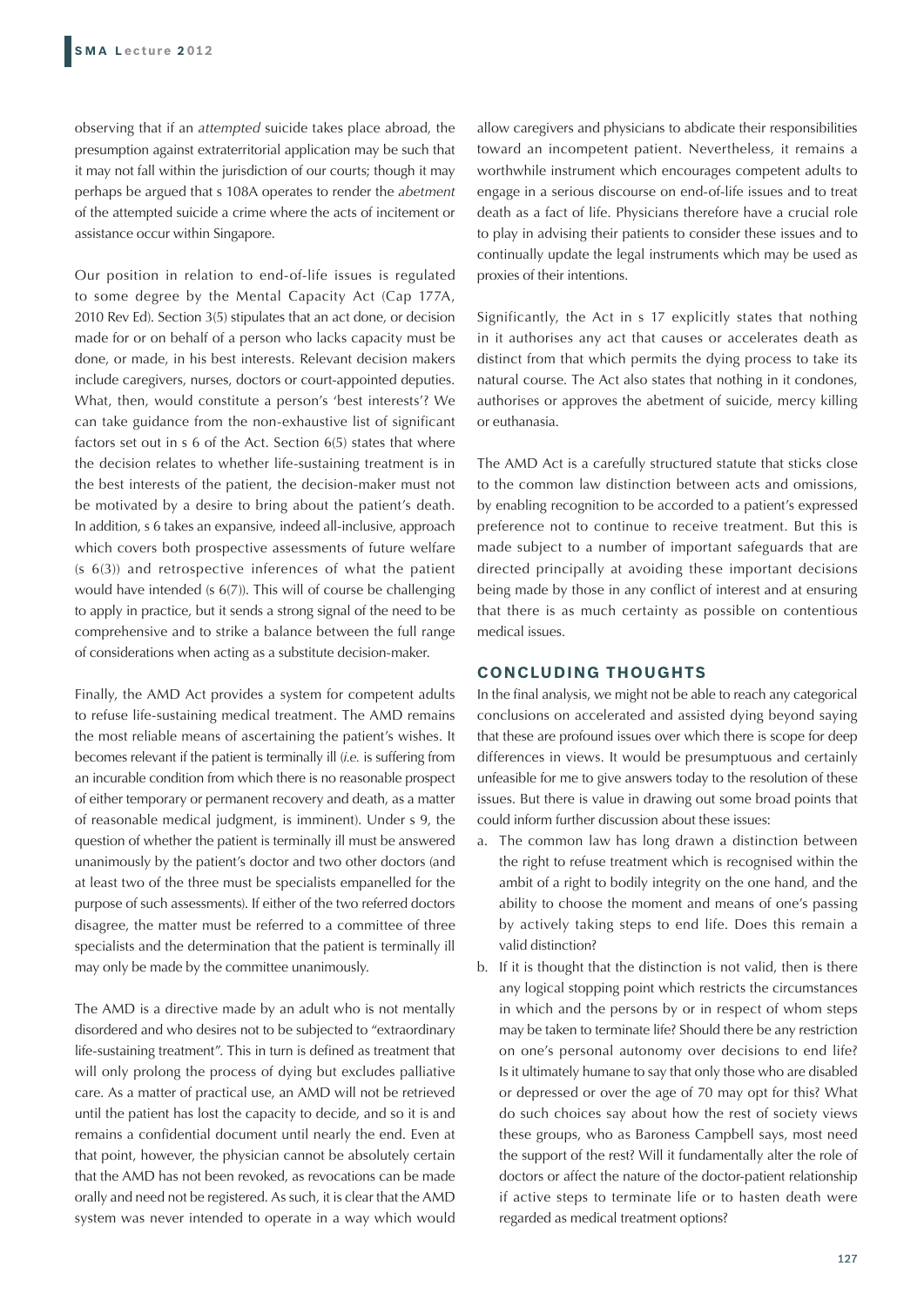observing that if an *attempted* suicide takes place abroad, the presumption against extraterritorial application may be such that it may not fall within the jurisdiction of our courts; though it may perhaps be argued that s 108A operates to render the *abetment* of the attempted suicide a crime where the acts of incitement or assistance occur within Singapore.

Our position in relation to end-of-life issues is regulated to some degree by the Mental Capacity Act (Cap 177A, 2010 Rev Ed). Section 3(5) stipulates that an act done, or decision made for or on behalf of a person who lacks capacity must be done, or made, in his best interests. Relevant decision makers include caregivers, nurses, doctors or court-appointed deputies. What, then, would constitute a person's 'best interests'? We can take guidance from the non-exhaustive list of significant factors set out in s 6 of the Act. Section 6(5) states that where the decision relates to whether life-sustaining treatment is in the best interests of the patient, the decision-maker must not be motivated by a desire to bring about the patient's death. In addition, s 6 takes an expansive, indeed all-inclusive, approach which covers both prospective assessments of future welfare (s 6(3)) and retrospective inferences of what the patient would have intended (s 6(7)). This will of course be challenging to apply in practice, but it sends a strong signal of the need to be comprehensive and to strike a balance between the full range of considerations when acting as a substitute decision-maker.

Finally, the AMD Act provides a system for competent adults to refuse life-sustaining medical treatment. The AMD remains the most reliable means of ascertaining the patient's wishes. It becomes relevant if the patient is terminally ill (*i.e.* is suffering from an incurable condition from which there is no reasonable prospect of either temporary or permanent recovery and death, as a matter of reasonable medical judgment, is imminent). Under s 9, the question of whether the patient is terminally ill must be answered unanimously by the patient's doctor and two other doctors (and at least two of the three must be specialists empanelled for the purpose of such assessments). If either of the two referred doctors disagree, the matter must be referred to a committee of three specialists and the determination that the patient is terminally ill may only be made by the committee unanimously.

The AMD is a directive made by an adult who is not mentally disordered and who desires not to be subjected to "extraordinary life-sustaining treatment". This in turn is defined as treatment that will only prolong the process of dying but excludes palliative care. As a matter of practical use, an AMD will not be retrieved until the patient has lost the capacity to decide, and so it is and remains a confidential document until nearly the end. Even at that point, however, the physician cannot be absolutely certain that the AMD has not been revoked, as revocations can be made orally and need not be registered. As such, it is clear that the AMD system was never intended to operate in a way which would allow caregivers and physicians to abdicate their responsibilities toward an incompetent patient. Nevertheless, it remains a worthwhile instrument which encourages competent adults to engage in a serious discourse on end-of-life issues and to treat death as a fact of life. Physicians therefore have a crucial role to play in advising their patients to consider these issues and to continually update the legal instruments which may be used as proxies of their intentions.

Significantly, the Act in s 17 explicitly states that nothing in it authorises any act that causes or accelerates death as distinct from that which permits the dying process to take its natural course. The Act also states that nothing in it condones, authorises or approves the abetment of suicide, mercy killing or euthanasia.

The AMD Act is a carefully structured statute that sticks close to the common law distinction between acts and omissions, by enabling recognition to be accorded to a patient's expressed preference not to continue to receive treatment. But this is made subject to a number of important safeguards that are directed principally at avoiding these important decisions being made by those in any conflict of interest and at ensuring that there is as much certainty as possible on contentious medical issues.

## CONCLUDING THOUGHTS

In the final analysis, we might not be able to reach any categorical conclusions on accelerated and assisted dying beyond saying that these are profound issues over which there is scope for deep differences in views. It would be presumptuous and certainly unfeasible for me to give answers today to the resolution of these issues. But there is value in drawing out some broad points that could inform further discussion about these issues:

a. The common law has long drawn a distinction between the right to refuse treatment which is recognised within the ambit of a right to bodily integrity on the one hand, and the ability to choose the moment and means of one's passing by actively taking steps to end life. Does this remain a valid distinction?
b. If it is thought that the distinction is not valid, then is there any logical stopping point which restricts the circumstances in which and the persons by or in respect of whom steps may be taken to terminate life? Should there be any restriction on one's personal autonomy over decisions to end life? Is it ultimately humane to say that only those who are disabled or depressed or over the age of 70 may opt for this? What do such choices say about how the rest of society views these groups, who as Baroness Campbell says, most need the support of the rest? Will it fundamentally alter the role of doctors or affect the nature of the doctor-patient relationship if active steps to terminate life or to hasten death were regarded as medical treatment options?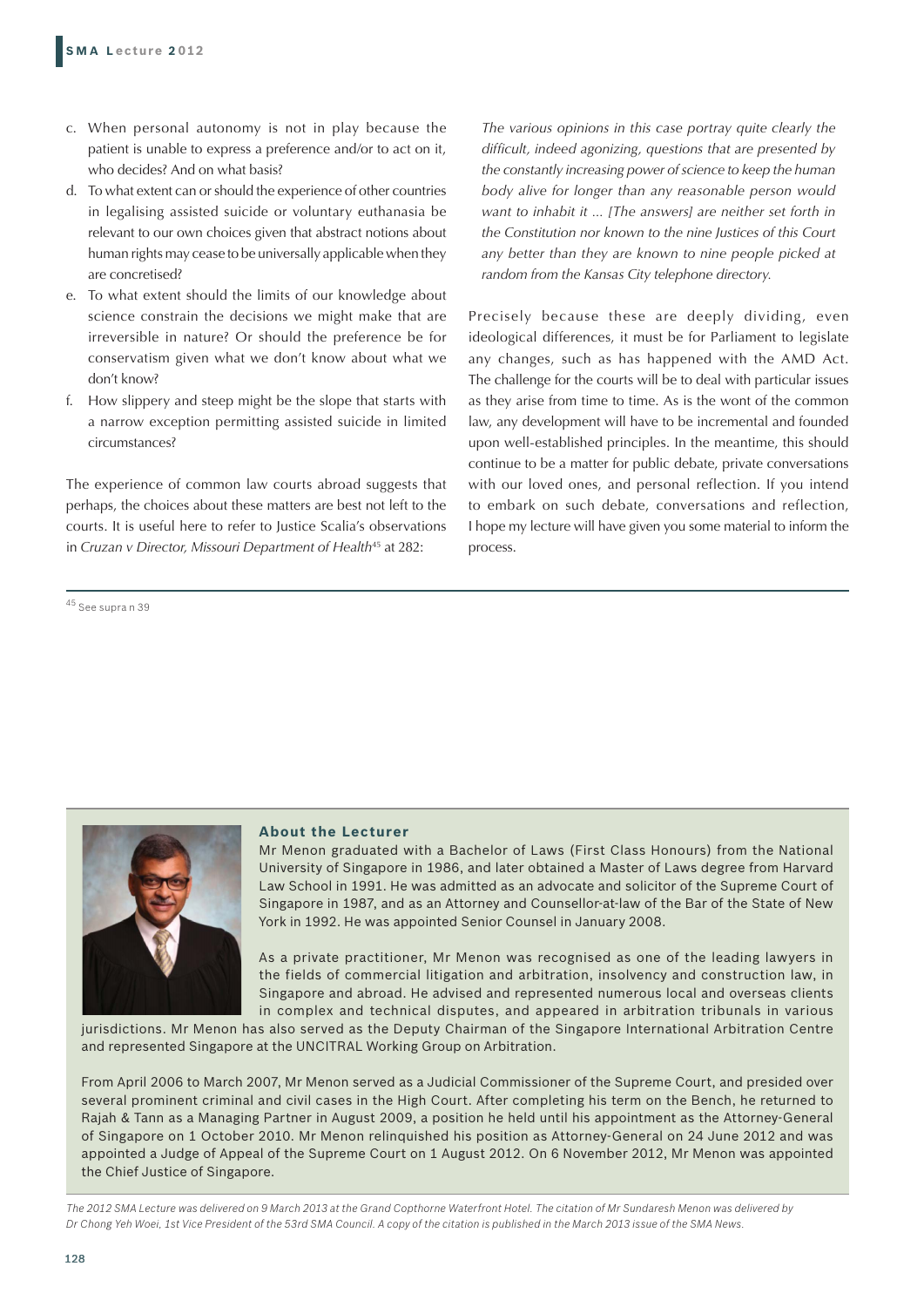c. When personal autonomy is not in play because the patient is unable to express a preference and/or to act on it, who decides? And on what basis?
d. To what extent can or should the experience of other countries in legalising assisted suicide or voluntary euthanasia be relevant to our own choices given that abstract notions about human rights may cease to be universally applicable when they are concretised?
e. To what extent should the limits of our knowledge about science constrain the decisions we might make that are irreversible in nature? Or should the preference be for conservatism given what we don't know about what we don't know?
f. How slippery and steep might be the slope that starts with a narrow exception permitting assisted suicide in limited circumstances?

The experience of common law courts abroad suggests that perhaps, the choices about these matters are best not left to the courts. It is useful here to refer to Justice Scalia's observations in *Cruzan v Director, Missouri Department of Health*[45] at 282:

> *The various opinions in this case portray quite clearly the difficult, indeed agonizing, questions that are presented by the constantly increasing power of science to keep the human body alive for longer than any reasonable person would want to inhabit it ... [The answers] are neither set forth in the Constitution nor known to the nine Justices of this Court any better than they are known to nine people picked at random from the Kansas City telephone directory.*

Precisely because these are deeply dividing, even ideological differences, it must be for Parliament to legislate any changes, such as has happened with the AMD Act. The challenge for the courts will be to deal with particular issues as they arise from time to time. As is the wont of the common law, any development will have to be incremental and founded upon well-established principles. In the meantime, this should continue to be a matter for public debate, private conversations with our loved ones, and personal reflection. If you intend to embark on such debate, conversations and reflection, I hope my lecture will have given you some material to inform the process.

[45] See supra n 39

### About the Lecturer

Mr Menon graduated with a Bachelor of Laws (First Class Honours) from the National University of Singapore in 1986, and later obtained a Master of Laws degree from Harvard Law School in 1991. He was admitted as an advocate and solicitor of the Supreme Court of Singapore in 1987, and as an Attorney and Counsellor-at-law of the Bar of the State of New York in 1992. He was appointed Senior Counsel in January 2008.

As a private practitioner, Mr Menon was recognised as one of the leading lawyers in the fields of commercial litigation and arbitration, insolvency and construction law, in Singapore and abroad. He advised and represented numerous local and overseas clients in complex and technical disputes, and appeared in arbitration tribunals in various jurisdictions. Mr Menon has also served as the Deputy Chairman of the Singapore International Arbitration Centre and represented Singapore at the UNCITRAL Working Group on Arbitration.

From April 2006 to March 2007, Mr Menon served as a Judicial Commissioner of the Supreme Court, and presided over several prominent criminal and civil cases in the High Court. After completing his term on the Bench, he returned to Rajah & Tann as a Managing Partner in August 2009, a position he held until his appointment as the Attorney-General of Singapore on 1 October 2010. Mr Menon relinquished his position as Attorney-General on 24 June 2012 and was appointed a Judge of Appeal of the Supreme Court on 1 August 2012. On 6 November 2012, Mr Menon was appointed the Chief Justice of Singapore.

*The 2012 SMA Lecture was delivered on 9 March 2013 at the Grand Copthorne Waterfront Hotel. The citation of Mr Sundaresh Menon was delivered by Dr Chong Yeh Woei, 1st Vice President of the 53rd SMA Council. A copy of the citation is published in the March 2013 issue of the SMA News.*